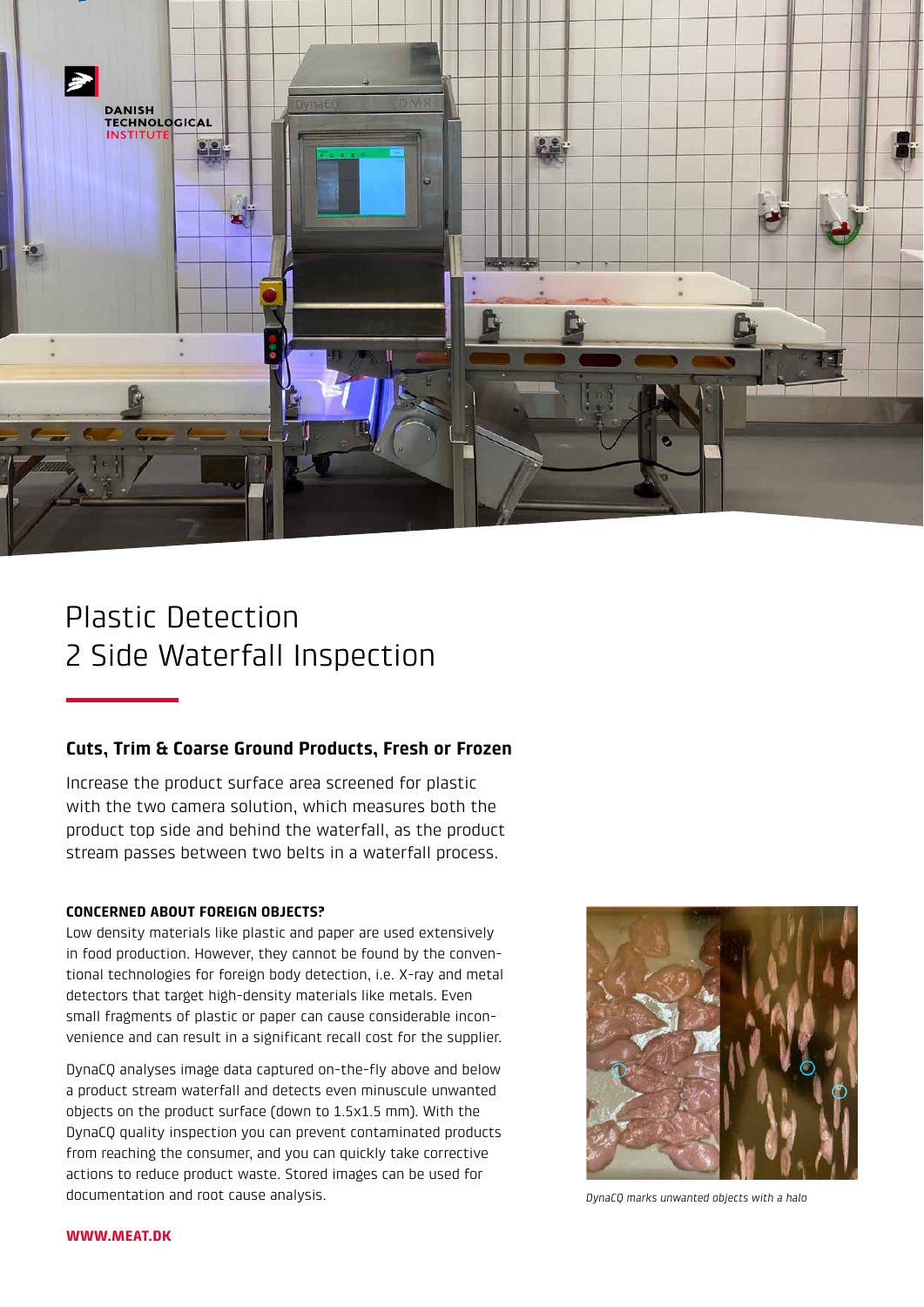# Plastic Detection
# 2 Side Waterfall Inspection

## Cuts, Trim & Coarse Ground Products, Fresh or Frozen

Increase the product surface area screened for plastic with the two camera solution, which measures both the product top side and behind the waterfall, as the product stream passes between two belts in a waterfall process.

### CONCERNED ABOUT FOREIGN OBJECTS?

Low density materials like plastic and paper are used extensively in food production. However, they cannot be found by the conventional technologies for foreign body detection, i.e. X-ray and metal detectors that target high-density materials like metals. Even small fragments of plastic or paper can cause considerable inconvenience and can result in a significant recall cost for the supplier.

DynaCQ analyses image data captured on-the-fly above and below a product stream waterfall and detects even minuscule unwanted objects on the product surface (down to 1.5x1.5 mm). With the DynaCQ quality inspection you can prevent contaminated products from reaching the consumer, and you can quickly take corrective actions to reduce product waste. Stored images can be used for documentation and root cause analysis.

*DynaCQ marks unwanted objects with a halo*

**WWW.MEAT.DK**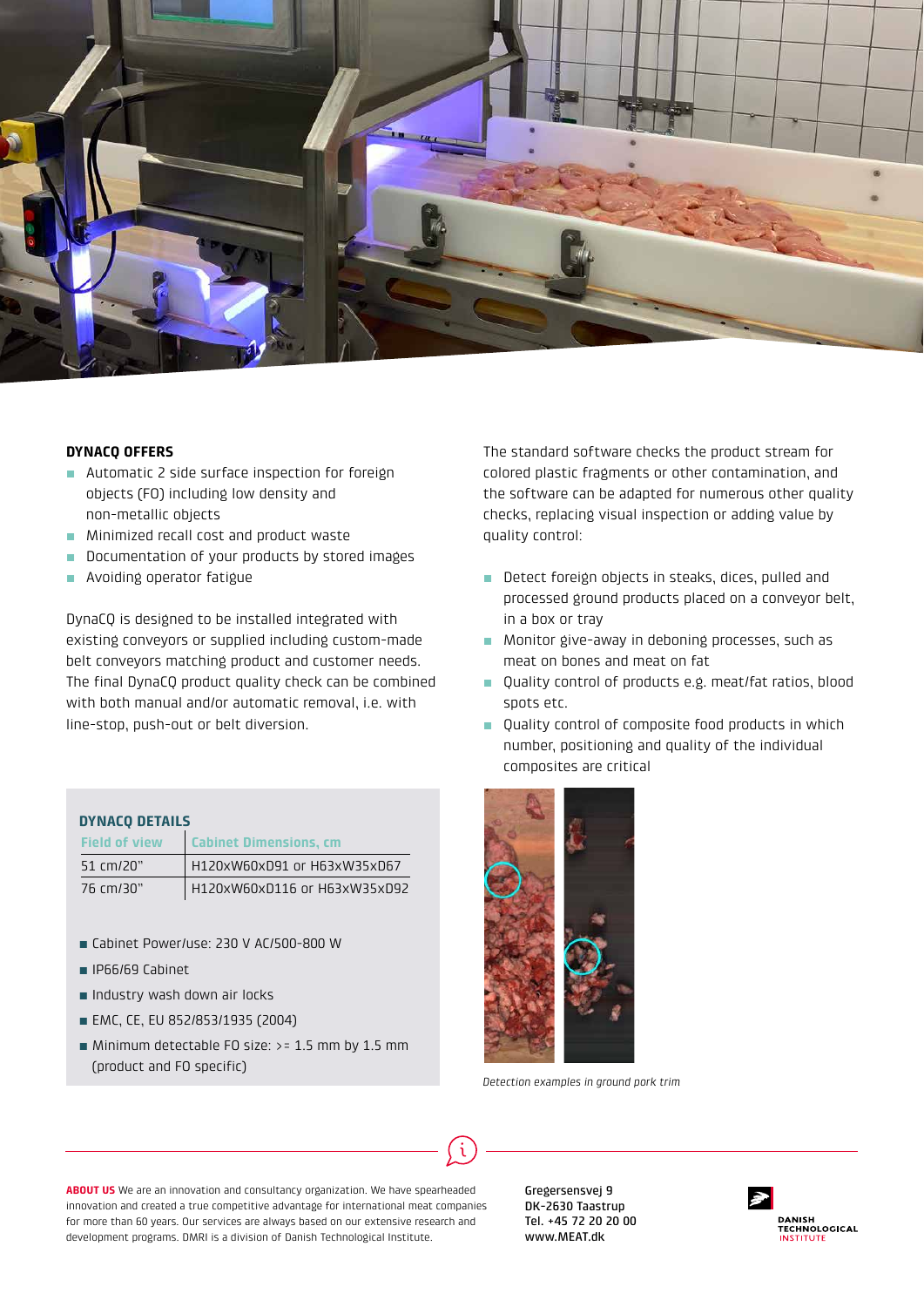## DYNACQ OFFERS

- Automatic 2 side surface inspection for foreign objects (FO) including low density and non-metallic objects
- Minimized recall cost and product waste
- Documentation of your products by stored images
- Avoiding operator fatigue

DynaCQ is designed to be installed integrated with existing conveyors or supplied including custom-made belt conveyors matching product and customer needs. The final DynaCQ product quality check can be combined with both manual and/or automatic removal, i.e. with line-stop, push-out or belt diversion.

### DYNACQ DETAILS

| Field of view | Cabinet Dimensions, cm |
|---|---|
| 51 cm/20" | H120xW60xD91 or H63xW35xD67 |
| 76 cm/30" | H120xW60xD116 or H63xW35xD92 |

- Cabinet Power/use: 230 V AC/500-800 W
- IP66/69 Cabinet
- Industry wash down air locks
- EMC, CE, EU 852/853/1935 (2004)
- Minimum detectable FO size: >= 1.5 mm by 1.5 mm (product and FO specific)

The standard software checks the product stream for colored plastic fragments or other contamination, and the software can be adapted for numerous other quality checks, replacing visual inspection or adding value by quality control:

- Detect foreign objects in steaks, dices, pulled and processed ground products placed on a conveyor belt, in a box or tray
- Monitor give-away in deboning processes, such as meat on bones and meat on fat
- Quality control of products e.g. meat/fat ratios, blood spots etc.
- Quality control of composite food products in which number, positioning and quality of the individual composites are critical

*Detection examples in ground pork trim*

**ABOUT US** We are an innovation and consultancy organization. We have spearheaded innovation and created a true competitive advantage for international meat companies for more than 60 years. Our services are always based on our extensive research and development programs. DMRI is a division of Danish Technological Institute.

Gregersensvej 9
DK-2630 Taastrup
Tel. +45 72 20 20 00
www.MEAT.dk

DANISH TECHNOLOGICAL INSTITUTE